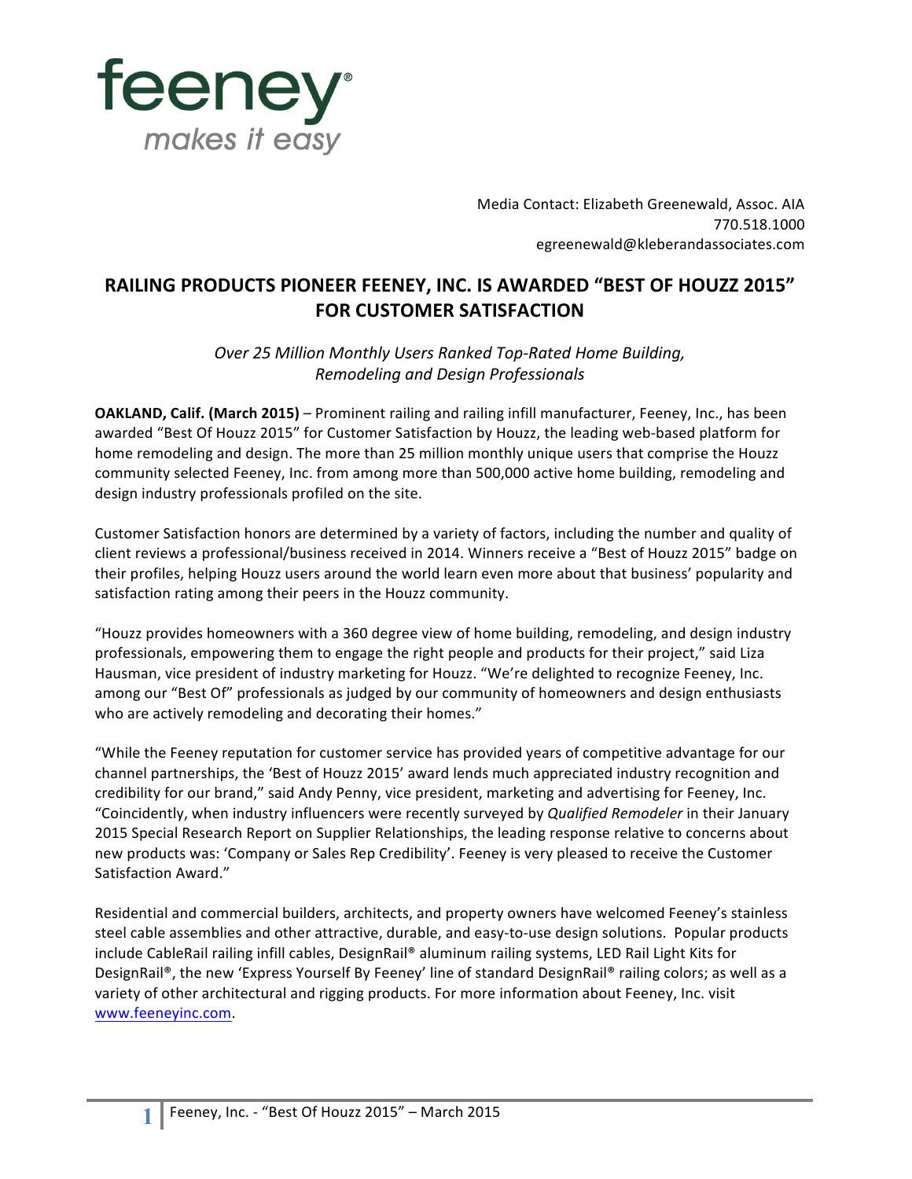feeney®

*makes it easy*

Media Contact: Elizabeth Greenewald, Assoc. AIA
770.518.1000
egreenewald@kleberandassociates.com

# RAILING PRODUCTS PIONEER FEENEY, INC. IS AWARDED "BEST OF HOUZZ 2015" FOR CUSTOMER SATISFACTION

*Over 25 Million Monthly Users Ranked Top-Rated Home Building, Remodeling and Design Professionals*

**OAKLAND, Calif. (March 2015)** – Prominent railing and railing infill manufacturer, Feeney, Inc., has been awarded "Best Of Houzz 2015" for Customer Satisfaction by Houzz, the leading web-based platform for home remodeling and design. The more than 25 million monthly unique users that comprise the Houzz community selected Feeney, Inc. from among more than 500,000 active home building, remodeling and design industry professionals profiled on the site.

Customer Satisfaction honors are determined by a variety of factors, including the number and quality of client reviews a professional/business received in 2014. Winners receive a "Best of Houzz 2015" badge on their profiles, helping Houzz users around the world learn even more about that business' popularity and satisfaction rating among their peers in the Houzz community.

"Houzz provides homeowners with a 360 degree view of home building, remodeling, and design industry professionals, empowering them to engage the right people and products for their project," said Liza Hausman, vice president of industry marketing for Houzz. "We're delighted to recognize Feeney, Inc. among our "Best Of" professionals as judged by our community of homeowners and design enthusiasts who are actively remodeling and decorating their homes."

"While the Feeney reputation for customer service has provided years of competitive advantage for our channel partnerships, the 'Best of Houzz 2015' award lends much appreciated industry recognition and credibility for our brand," said Andy Penny, vice president, marketing and advertising for Feeney, Inc. "Coincidently, when industry influencers were recently surveyed by *Qualified Remodeler* in their January 2015 Special Research Report on Supplier Relationships, the leading response relative to concerns about new products was: 'Company or Sales Rep Credibility'. Feeney is very pleased to receive the Customer Satisfaction Award."

Residential and commercial builders, architects, and property owners have welcomed Feeney's stainless steel cable assemblies and other attractive, durable, and easy-to-use design solutions. Popular products include CableRail railing infill cables, DesignRail® aluminum railing systems, LED Rail Light Kits for DesignRail®, the new 'Express Yourself By Feeney' line of standard DesignRail® railing colors; as well as a variety of other architectural and rigging products. For more information about Feeney, Inc. visit [www.feeneyinc.com](http://www.feeneyinc.com).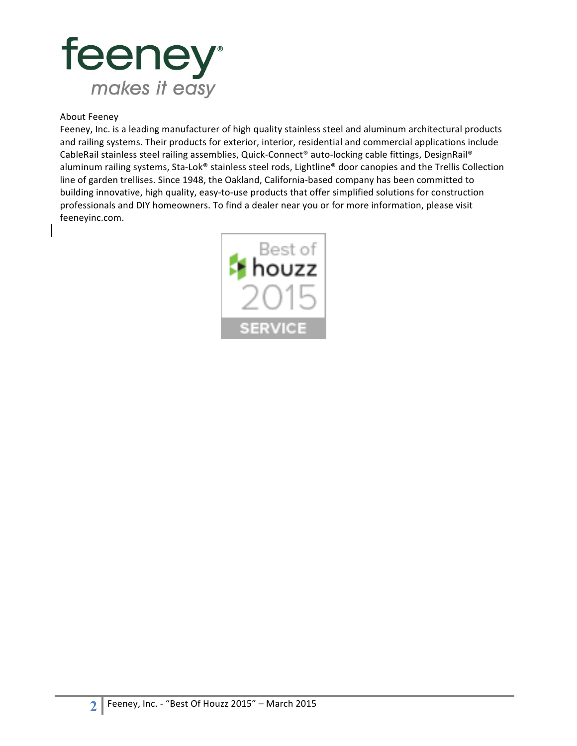feeney
makes it easy

About Feeney

Feeney, Inc. is a leading manufacturer of high quality stainless steel and aluminum architectural products and railing systems. Their products for exterior, interior, residential and commercial applications include CableRail stainless steel railing assemblies, Quick-Connect® auto-locking cable fittings, DesignRail® aluminum railing systems, Sta-Lok® stainless steel rods, Lightline® door canopies and the Trellis Collection line of garden trellises. Since 1948, the Oakland, California-based company has been committed to building innovative, high quality, easy-to-use products that offer simplified solutions for construction professionals and DIY homeowners. To find a dealer near you or for more information, please visit feeneyinc.com.

Best of houzz 2015 SERVICE